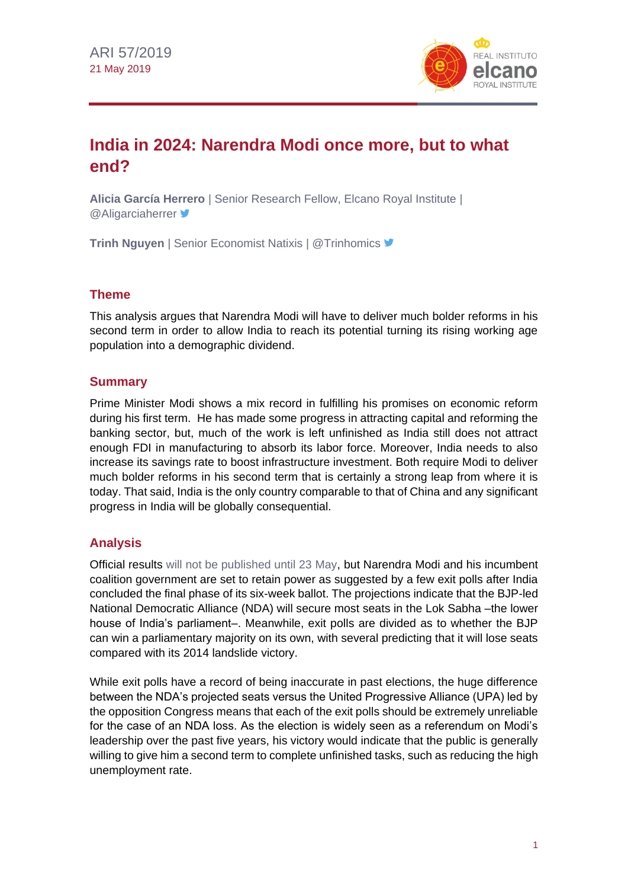ARI 57/2019
21 May 2019

# India in 2024: Narendra Modi once more, but to what end?

**Alicia García Herrero** | Senior Research Fellow, Elcano Royal Institute | @Aligarciaherrer

**Trinh Nguyen** | Senior Economist Natixis | @Trinhomics

## Theme

This analysis argues that Narendra Modi will have to deliver much bolder reforms in his second term in order to allow India to reach its potential turning its rising working age population into a demographic dividend.

## Summary

Prime Minister Modi shows a mix record in fulfilling his promises on economic reform during his first term. He has made some progress in attracting capital and reforming the banking sector, but, much of the work is left unfinished as India still does not attract enough FDI in manufacturing to absorb its labor force. Moreover, India needs to also increase its savings rate to boost infrastructure investment. Both require Modi to deliver much bolder reforms in his second term that is certainly a strong leap from where it is today. That said, India is the only country comparable to that of China and any significant progress in India will be globally consequential.

## Analysis

Official results will not be published until 23 May, but Narendra Modi and his incumbent coalition government are set to retain power as suggested by a few exit polls after India concluded the final phase of its six-week ballot. The projections indicate that the BJP-led National Democratic Alliance (NDA) will secure most seats in the Lok Sabha –the lower house of India's parliament–. Meanwhile, exit polls are divided as to whether the BJP can win a parliamentary majority on its own, with several predicting that it will lose seats compared with its 2014 landslide victory.

While exit polls have a record of being inaccurate in past elections, the huge difference between the NDA's projected seats versus the United Progressive Alliance (UPA) led by the opposition Congress means that each of the exit polls should be extremely unreliable for the case of an NDA loss. As the election is widely seen as a referendum on Modi's leadership over the past five years, his victory would indicate that the public is generally willing to give him a second term to complete unfinished tasks, such as reducing the high unemployment rate.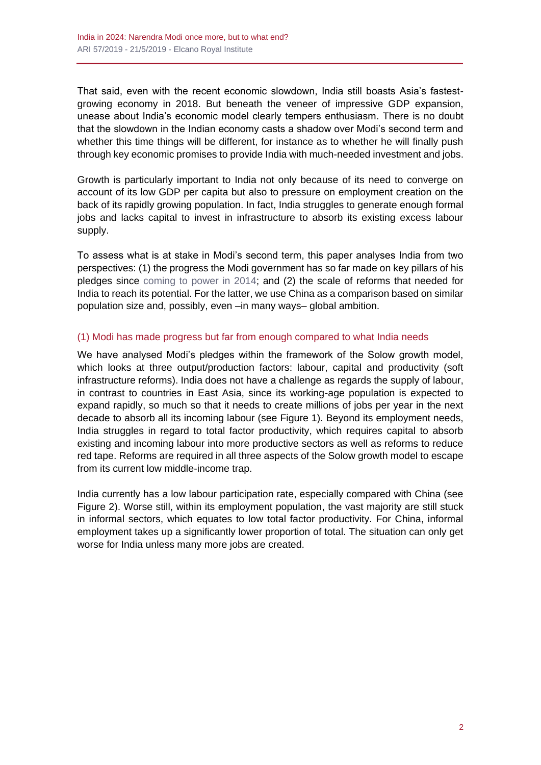That said, even with the recent economic slowdown, India still boasts Asia's fastest-growing economy in 2018. But beneath the veneer of impressive GDP expansion, unease about India's economic model clearly tempers enthusiasm. There is no doubt that the slowdown in the Indian economy casts a shadow over Modi's second term and whether this time things will be different, for instance as to whether he will finally push through key economic promises to provide India with much-needed investment and jobs.

Growth is particularly important to India not only because of its need to converge on account of its low GDP per capita but also to pressure on employment creation on the back of its rapidly growing population. In fact, India struggles to generate enough formal jobs and lacks capital to invest in infrastructure to absorb its existing excess labour supply.

To assess what is at stake in Modi's second term, this paper analyses India from two perspectives: (1) the progress the Modi government has so far made on key pillars of his pledges since coming to power in 2014; and (2) the scale of reforms that needed for India to reach its potential. For the latter, we use China as a comparison based on similar population size and, possibly, even –in many ways– global ambition.

## (1) Modi has made progress but far from enough compared to what India needs

We have analysed Modi's pledges within the framework of the Solow growth model, which looks at three output/production factors: labour, capital and productivity (soft infrastructure reforms). India does not have a challenge as regards the supply of labour, in contrast to countries in East Asia, since its working-age population is expected to expand rapidly, so much so that it needs to create millions of jobs per year in the next decade to absorb all its incoming labour (see Figure 1). Beyond its employment needs, India struggles in regard to total factor productivity, which requires capital to absorb existing and incoming labour into more productive sectors as well as reforms to reduce red tape. Reforms are required in all three aspects of the Solow growth model to escape from its current low middle-income trap.

India currently has a low labour participation rate, especially compared with China (see Figure 2). Worse still, within its employment population, the vast majority are still stuck in informal sectors, which equates to low total factor productivity. For China, informal employment takes up a significantly lower proportion of total. The situation can only get worse for India unless many more jobs are created.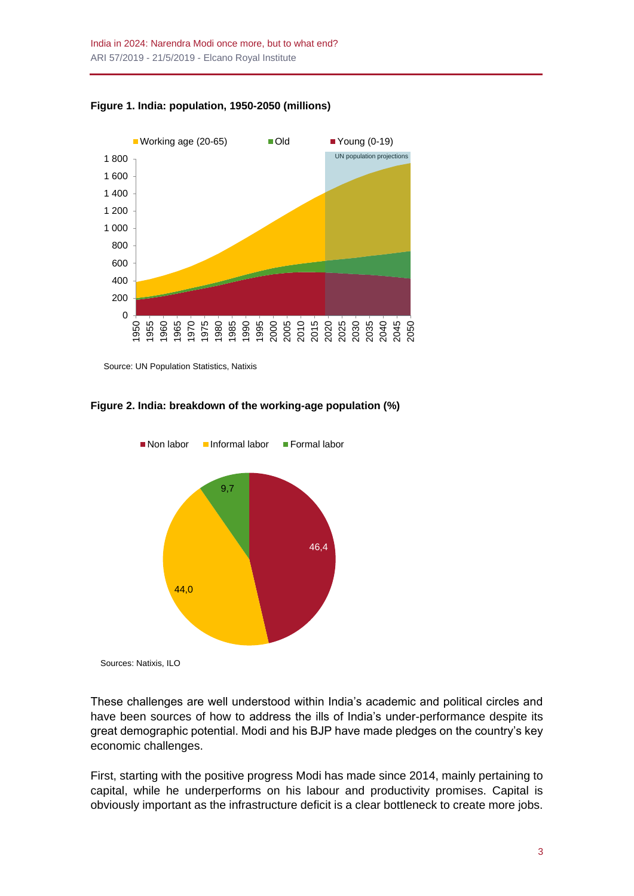**Figure 1. India: population, 1950-2050 (millions)**

Source: UN Population Statistics, Natixis

**Figure 2. India: breakdown of the working-age population (%)**

Sources: Natixis, ILO

These challenges are well understood within India's academic and political circles and have been sources of how to address the ills of India's under-performance despite its great demographic potential. Modi and his BJP have made pledges on the country's key economic challenges.

First, starting with the positive progress Modi has made since 2014, mainly pertaining to capital, while he underperforms on his labour and productivity promises. Capital is obviously important as the infrastructure deficit is a clear bottleneck to create more jobs.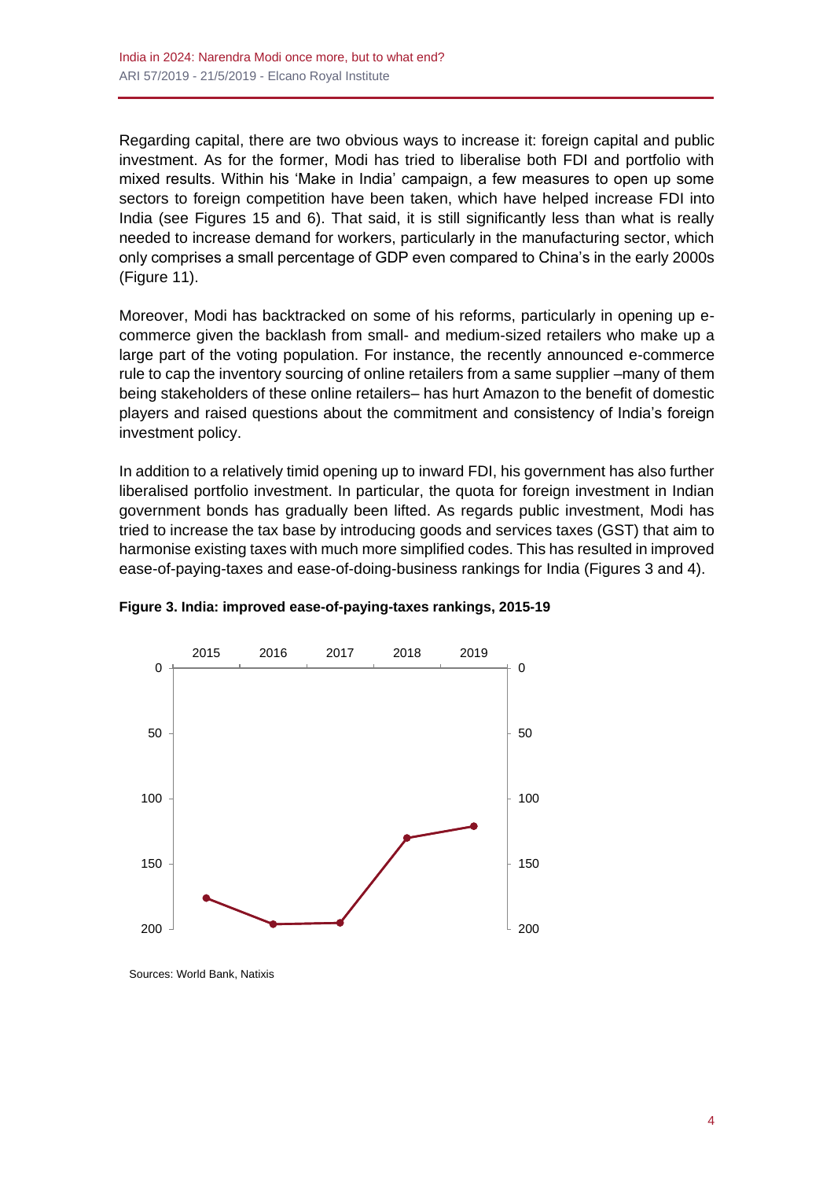Regarding capital, there are two obvious ways to increase it: foreign capital and public investment. As for the former, Modi has tried to liberalise both FDI and portfolio with mixed results. Within his 'Make in India' campaign, a few measures to open up some sectors to foreign competition have been taken, which have helped increase FDI into India (see Figures 15 and 6). That said, it is still significantly less than what is really needed to increase demand for workers, particularly in the manufacturing sector, which only comprises a small percentage of GDP even compared to China's in the early 2000s (Figure 11).

Moreover, Modi has backtracked on some of his reforms, particularly in opening up e-commerce given the backlash from small- and medium-sized retailers who make up a large part of the voting population. For instance, the recently announced e-commerce rule to cap the inventory sourcing of online retailers from a same supplier –many of them being stakeholders of these online retailers– has hurt Amazon to the benefit of domestic players and raised questions about the commitment and consistency of India's foreign investment policy.

In addition to a relatively timid opening up to inward FDI, his government has also further liberalised portfolio investment. In particular, the quota for foreign investment in Indian government bonds has gradually been lifted. As regards public investment, Modi has tried to increase the tax base by introducing goods and services taxes (GST) that aim to harmonise existing taxes with much more simplified codes. This has resulted in improved ease-of-paying-taxes and ease-of-doing-business rankings for India (Figures 3 and 4).

**Figure 3. India: improved ease-of-paying-taxes rankings, 2015-19**

Sources: World Bank, Natixis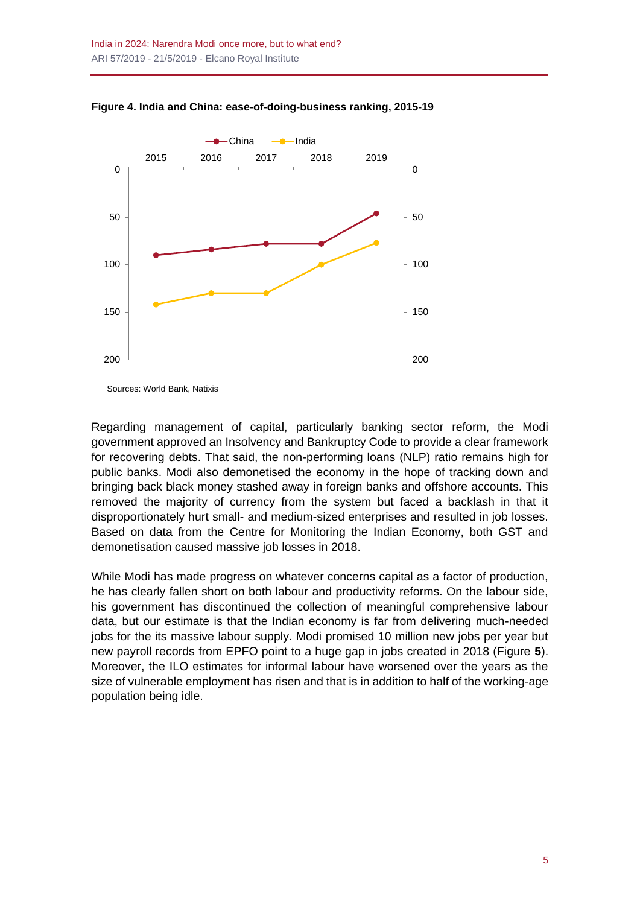**Figure 4. India and China: ease-of-doing-business ranking, 2015-19**

Sources: World Bank, Natixis

Regarding management of capital, particularly banking sector reform, the Modi government approved an Insolvency and Bankruptcy Code to provide a clear framework for recovering debts. That said, the non-performing loans (NLP) ratio remains high for public banks. Modi also demonetised the economy in the hope of tracking down and bringing back black money stashed away in foreign banks and offshore accounts. This removed the majority of currency from the system but faced a backlash in that it disproportionately hurt small- and medium-sized enterprises and resulted in job losses. Based on data from the Centre for Monitoring the Indian Economy, both GST and demonetisation caused massive job losses in 2018.

While Modi has made progress on whatever concerns capital as a factor of production, he has clearly fallen short on both labour and productivity reforms. On the labour side, his government has discontinued the collection of meaningful comprehensive labour data, but our estimate is that the Indian economy is far from delivering much-needed jobs for the its massive labour supply. Modi promised 10 million new jobs per year but new payroll records from EPFO point to a huge gap in jobs created in 2018 (Figure **5**). Moreover, the ILO estimates for informal labour have worsened over the years as the size of vulnerable employment has risen and that is in addition to half of the working-age population being idle.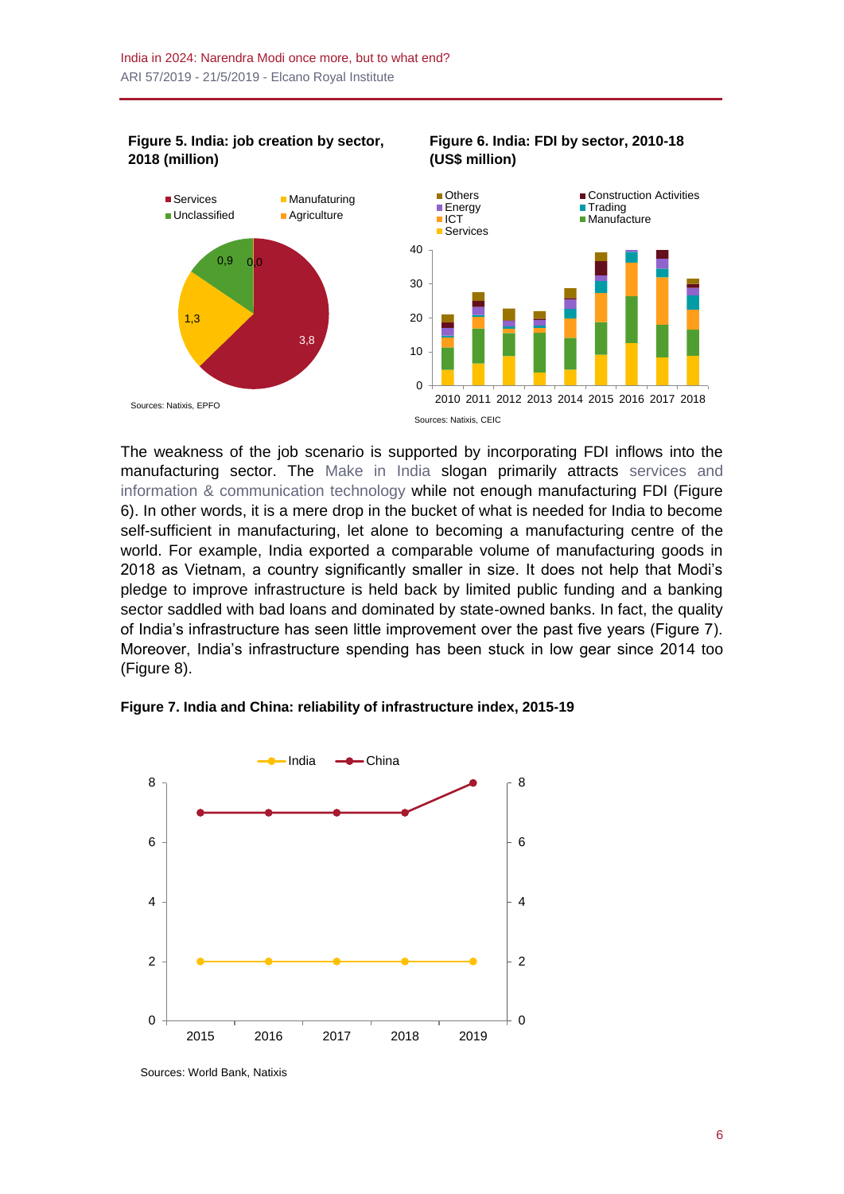**Figure 5. India: job creation by sector, 2018 (million)**

Sources: Natixis, EPFO

**Figure 6. India: FDI by sector, 2010-18 (US$ million)**

Sources: Natixis, CEIC

The weakness of the job scenario is supported by incorporating FDI inflows into the manufacturing sector. The Make in India slogan primarily attracts services and information & communication technology while not enough manufacturing FDI (Figure 6). In other words, it is a mere drop in the bucket of what is needed for India to become self-sufficient in manufacturing, let alone to becoming a manufacturing centre of the world. For example, India exported a comparable volume of manufacturing goods in 2018 as Vietnam, a country significantly smaller in size. It does not help that Modi's pledge to improve infrastructure is held back by limited public funding and a banking sector saddled with bad loans and dominated by state-owned banks. In fact, the quality of India's infrastructure has seen little improvement over the past five years (Figure 7). Moreover, India's infrastructure spending has been stuck in low gear since 2014 too (Figure 8).

**Figure 7. India and China: reliability of infrastructure index, 2015-19**

Sources: World Bank, Natixis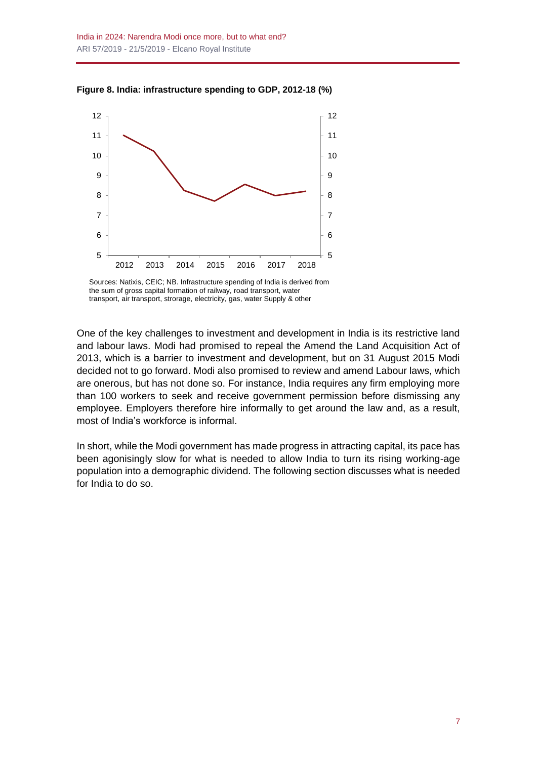**Figure 8. India: infrastructure spending to GDP, 2012-18 (%)**

Sources: Natixis, CEIC; NB. Infrastructure spending of India is derived from the sum of gross capital formation of railway, road transport, water transport, air transport, storage, electricity, gas, water Supply & other

One of the key challenges to investment and development in India is its restrictive land and labour laws. Modi had promised to repeal the Amend the Land Acquisition Act of 2013, which is a barrier to investment and development, but on 31 August 2015 Modi decided not to go forward. Modi also promised to review and amend Labour laws, which are onerous, but has not done so. For instance, India requires any firm employing more than 100 workers to seek and receive government permission before dismissing any employee. Employers therefore hire informally to get around the law and, as a result, most of India's workforce is informal.

In short, while the Modi government has made progress in attracting capital, its pace has been agonisingly slow for what is needed to allow India to turn its rising working-age population into a demographic dividend. The following section discusses what is needed for India to do so.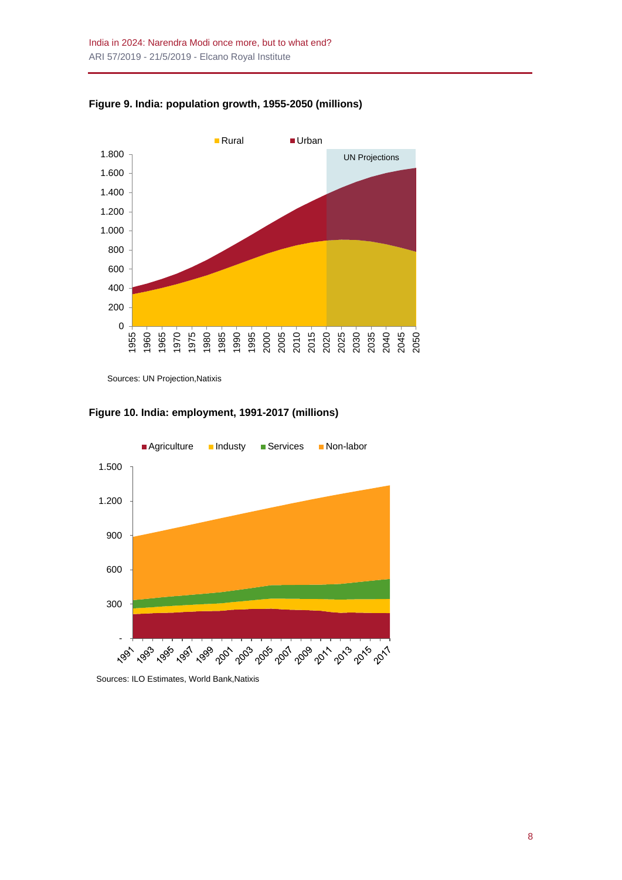**Figure 9. India: population growth, 1955-2050 (millions)**

Sources: UN Projection,Natixis

**Figure 10. India: employment, 1991-2017 (millions)**

Sources: ILO Estimates, World Bank,Natixis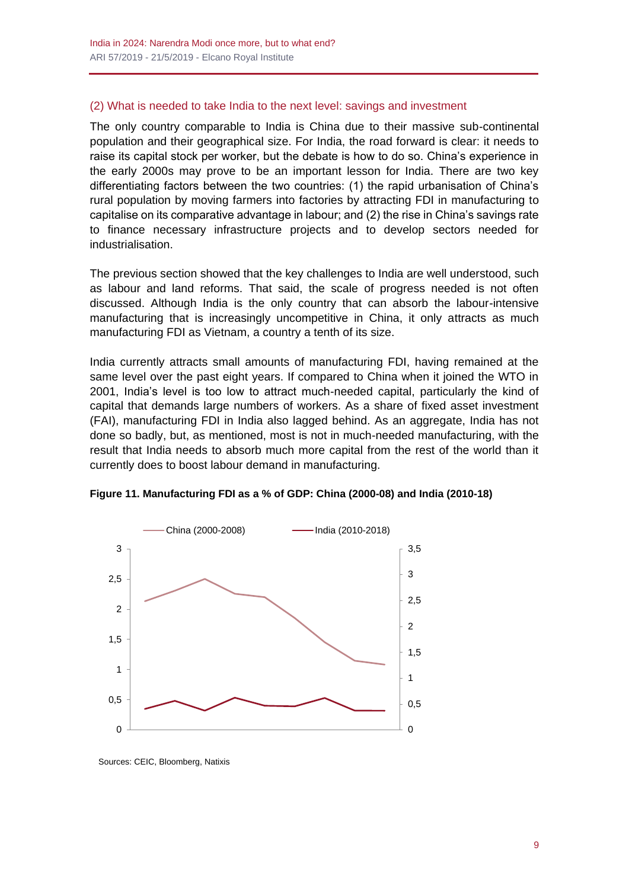## (2) What is needed to take India to the next level: savings and investment

The only country comparable to India is China due to their massive sub-continental population and their geographical size. For India, the road forward is clear: it needs to raise its capital stock per worker, but the debate is how to do so. China's experience in the early 2000s may prove to be an important lesson for India. There are two key differentiating factors between the two countries: (1) the rapid urbanisation of China's rural population by moving farmers into factories by attracting FDI in manufacturing to capitalise on its comparative advantage in labour; and (2) the rise in China's savings rate to finance necessary infrastructure projects and to develop sectors needed for industrialisation.

The previous section showed that the key challenges to India are well understood, such as labour and land reforms. That said, the scale of progress needed is not often discussed. Although India is the only country that can absorb the labour-intensive manufacturing that is increasingly uncompetitive in China, it only attracts as much manufacturing FDI as Vietnam, a country a tenth of its size.

India currently attracts small amounts of manufacturing FDI, having remained at the same level over the past eight years. If compared to China when it joined the WTO in 2001, India's level is too low to attract much-needed capital, particularly the kind of capital that demands large numbers of workers. As a share of fixed asset investment (FAI), manufacturing FDI in India also lagged behind. As an aggregate, India has not done so badly, but, as mentioned, most is not in much-needed manufacturing, with the result that India needs to absorb much more capital from the rest of the world than it currently does to boost labour demand in manufacturing.

**Figure 11. Manufacturing FDI as a % of GDP: China (2000-08) and India (2010-18)**

Sources: CEIC, Bloomberg, Natixis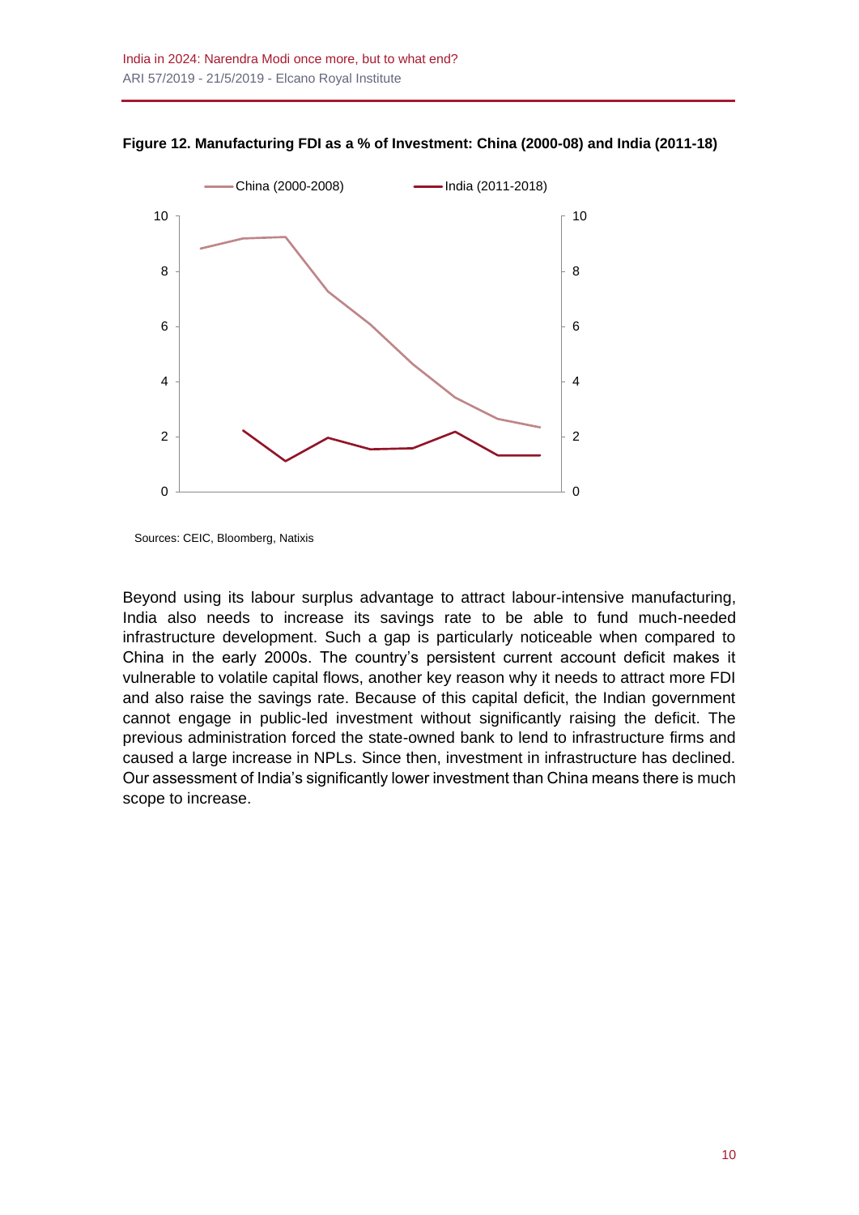**Figure 12. Manufacturing FDI as a % of Investment: China (2000-08) and India (2011-18)**

Sources: CEIC, Bloomberg, Natixis

Beyond using its labour surplus advantage to attract labour-intensive manufacturing, India also needs to increase its savings rate to be able to fund much-needed infrastructure development. Such a gap is particularly noticeable when compared to China in the early 2000s. The country's persistent current account deficit makes it vulnerable to volatile capital flows, another key reason why it needs to attract more FDI and also raise the savings rate. Because of this capital deficit, the Indian government cannot engage in public-led investment without significantly raising the deficit. The previous administration forced the state-owned bank to lend to infrastructure firms and caused a large increase in NPLs. Since then, investment in infrastructure has declined. Our assessment of India's significantly lower investment than China means there is much scope to increase.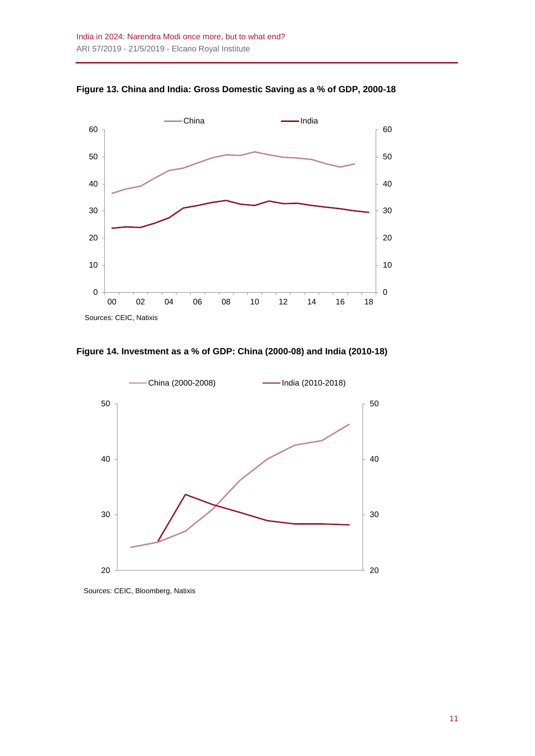**Figure 13. China and India: Gross Domestic Saving as a % of GDP, 2000-18**

Sources: CEIC, Natixis

**Figure 14. Investment as a % of GDP: China (2000-08) and India (2010-18)**

Sources: CEIC, Bloomberg, Natixis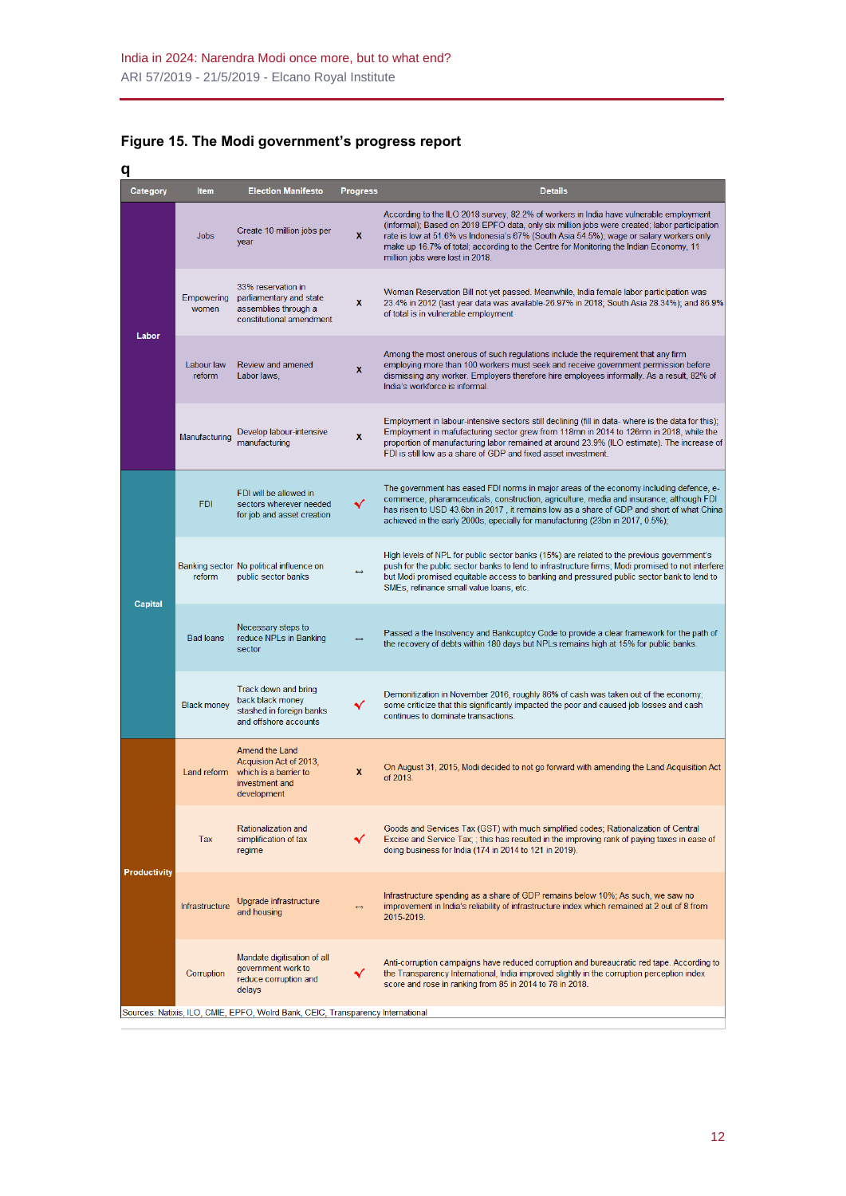### Figure 15. The Modi government's progress report

q

| Category | Item | Election Manifesto | Progress | Details |
|---|---|---|---|---|
| Labor | Jobs | Create 10 million jobs per year | x | According to the ILO 2018 survey, 82.2% of workers in India have vulnerable employment (informal); Based on 2018 EPFO data, only six million jobs were created; labor participation rate is low at 51.6% vs Indonesia's 67% (South Asia 54.5%); wage or salary workers only make up 16.7% of total; according to the Centre for Monitoring the Indian Economy, 11 million jobs were lost in 2018. |
| | Empowering women | 33% reservation in parliamentary and state assemblies through a constitutional amendment | x | Woman Reservation Bill not yet passed. Meanwhile, India female labor participation was 23.4% in 2012 (last year data was available-26.97% in 2018; South Asia 28.34%); and 86.9% of total is in vulnerable employment |
| | Labour law reform | Review and amened Labor laws, | x | Among the most onerous of such regulations include the requirement that any firm employing more than 100 workers must seek and receive government permission before dismissing any worker. Employers therefore hire employees informally. As a result, 82% of India's workforce is informal. |
| | Manufacturing | Develop labour-intensive manufacturing | x | Employment in labour-intensive sectors still declining (fill in data- where is the data for this); Employment in mafufacturing sector grew from 118mn in 2014 to 126mn in 2018, while the proportion of manufacturing labor remained at around 23.9% (ILO estimate). The increase of FDI is still low as a share of GDP and fixed asset investment. |
| Capital | FDI | FDI will be allowed in sectors wherever needed for job and asset creation | ✓ | The government has eased FDI norms in major areas of the economy including defence, e-commerce, pharamceuticals, construction, agriculture, media and insurance; although FDI has risen to USD 43.6bn in 2017 , it remains low as a share of GDP and short of what China achieved in the early 2000s, epecially for manufacturing (23bn in 2017, 0.5%); |
| | Banking sector reform | No political influence on public sector banks | ↔ | High levels of NPL for public sector banks (15%) are related to the previous government's push for the public sector banks to lend to infrastructure firms; Modi promised to not interfere but Modi promised equitable access to banking and pressured public sector bank to lend to SMEs, refinance small value loans, etc. |
| | Bad loans | Necessary steps to reduce NPLs in Banking sector | ↔ | Passed a the Insolvency and Bankcuptcy Code to provide a clear framework for the path of the recovery of debts within 180 days but NPLs remains high at 15% for public banks. |
| | Black money | Track down and bring back black money stashed in foreign banks and offshore accounts | ✓ | Demonitization in November 2016, roughly 86% of cash was taken out of the economy, some criticize that this significantly impacted the poor and caused job losses and cash continues to dominate transactions. |
| Productivity | Land reform | Amend the Land Acquision Act of 2013, which is a barrier to investment and development | x | On August 31, 2015, Modi decided to not go forward with amending the Land Acquisition Act of 2013. |
| | Tax | Rationalization and simplification of tax regime | ✓ | Goods and Services Tax (GST) with much simplified codes; Rationalization of Central Excise and Service Tax; ; this has resulted in the improving rank of paying taxes in ease of doing business for India (174 in 2014 to 121 in 2019). |
| | Infrastructure | Upgrade infrastructure and housing | ↔ | Infrastructure spending as a share of GDP remains below 10%; As such, we saw no improvement in India's reliability of infrastructure index which remained at 2 out of 8 from 2015-2019. |
| | Corruption | Mandate digitisation of all government work to reduce corruption and delays | ✓ | Anti-corruption campaigns have reduced corruption and bureaucratic red tape. According to the Transparency International, India improved slightly in the corruption perception index score and rose in ranking from 85 in 2014 to 78 in 2018. |

Sources: Natixis, ILO, CMIE, EPFO, Wolrd Bank, CEIC, Transparency International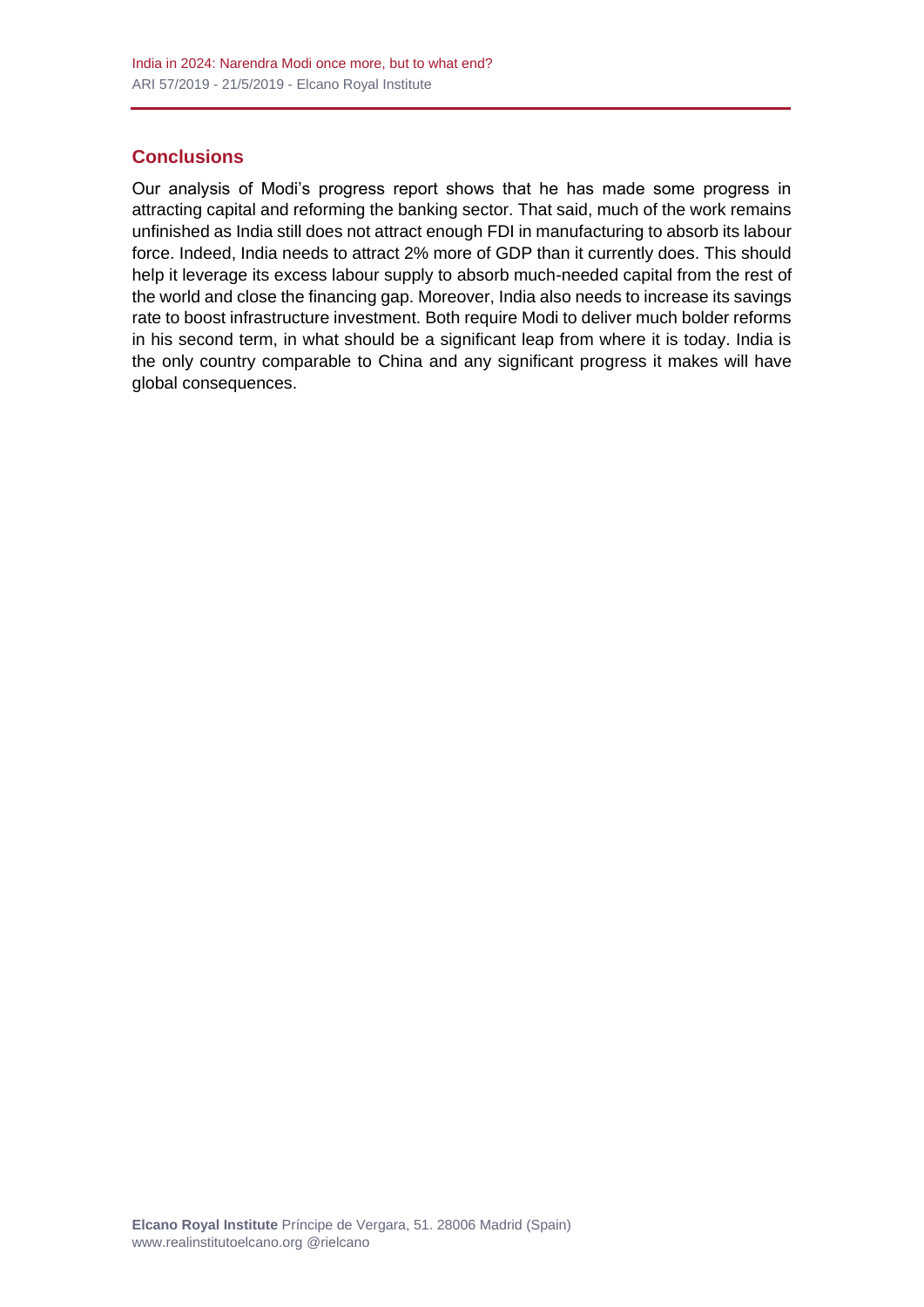## Conclusions

Our analysis of Modi's progress report shows that he has made some progress in attracting capital and reforming the banking sector. That said, much of the work remains unfinished as India still does not attract enough FDI in manufacturing to absorb its labour force. Indeed, India needs to attract 2% more of GDP than it currently does. This should help it leverage its excess labour supply to absorb much-needed capital from the rest of the world and close the financing gap. Moreover, India also needs to increase its savings rate to boost infrastructure investment. Both require Modi to deliver much bolder reforms in his second term, in what should be a significant leap from where it is today. India is the only country comparable to China and any significant progress it makes will have global consequences.